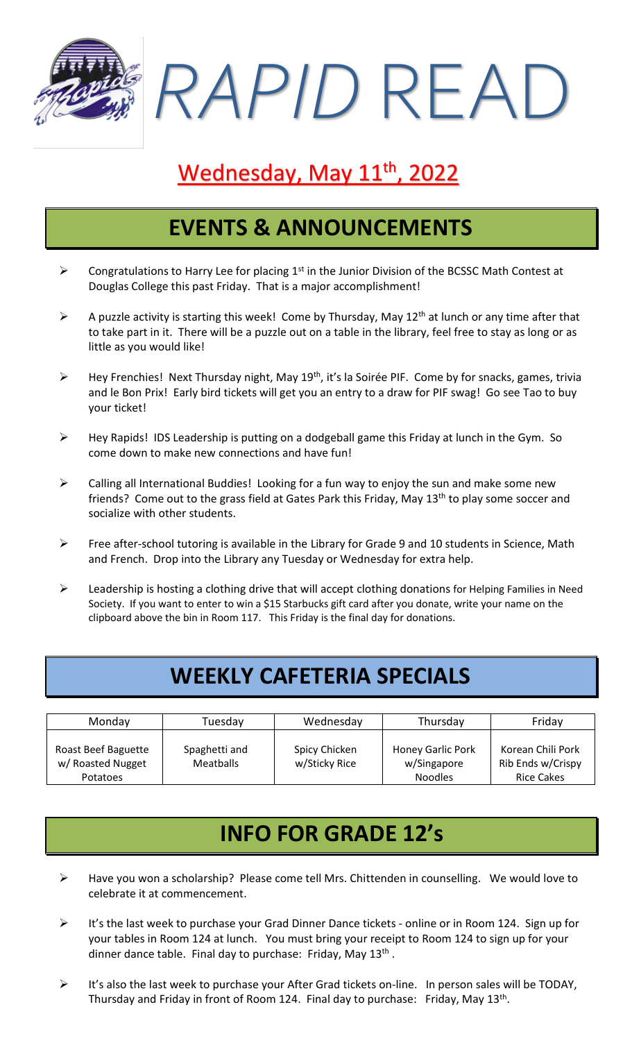# *RAPID* READ

## Wednesday, May 11th, 2022

## EVENTS & ANNOUNCEMENTS

- Congratulations to Harry Lee for placing 1st in the Junior Division of the BCSSC Math Contest at Douglas College this past Friday. That is a major accomplishment!
- A puzzle activity is starting this week! Come by Thursday, May 12th at lunch or any time after that to take part in it. There will be a puzzle out on a table in the library, feel free to stay as long or as little as you would like!
- Hey Frenchies! Next Thursday night, May 19th, it's la Soirée PIF. Come by for snacks, games, trivia and le Bon Prix! Early bird tickets will get you an entry to a draw for PIF swag! Go see Tao to buy your ticket!
- Hey Rapids! IDS Leadership is putting on a dodgeball game this Friday at lunch in the Gym. So come down to make new connections and have fun!
- Calling all International Buddies! Looking for a fun way to enjoy the sun and make some new friends? Come out to the grass field at Gates Park this Friday, May 13th to play some soccer and socialize with other students.
- Free after-school tutoring is available in the Library for Grade 9 and 10 students in Science, Math and French. Drop into the Library any Tuesday or Wednesday for extra help.
- Leadership is hosting a clothing drive that will accept clothing donations for Helping Families in Need Society. If you want to enter to win a $15 Starbucks gift card after you donate, write your name on the clipboard above the bin in Room 117. This Friday is the final day for donations.

## WEEKLY CAFETERIA SPECIALS

| Monday | Tuesday | Wednesday | Thursday | Friday |
|---|---|---|---|---|
| Roast Beef Baguette w/ Roasted Nugget Potatoes | Spaghetti and Meatballs | Spicy Chicken w/Sticky Rice | Honey Garlic Pork w/Singapore Noodles | Korean Chili Pork Rib Ends w/Crispy Rice Cakes |

## INFO FOR GRADE 12's

- Have you won a scholarship? Please come tell Mrs. Chittenden in counselling. We would love to celebrate it at commencement.
- It's the last week to purchase your Grad Dinner Dance tickets - online or in Room 124. Sign up for your tables in Room 124 at lunch. You must bring your receipt to Room 124 to sign up for your dinner dance table. Final day to purchase: Friday, May 13th.
- It's also the last week to purchase your After Grad tickets on-line. In person sales will be TODAY, Thursday and Friday in front of Room 124. Final day to purchase: Friday, May 13th.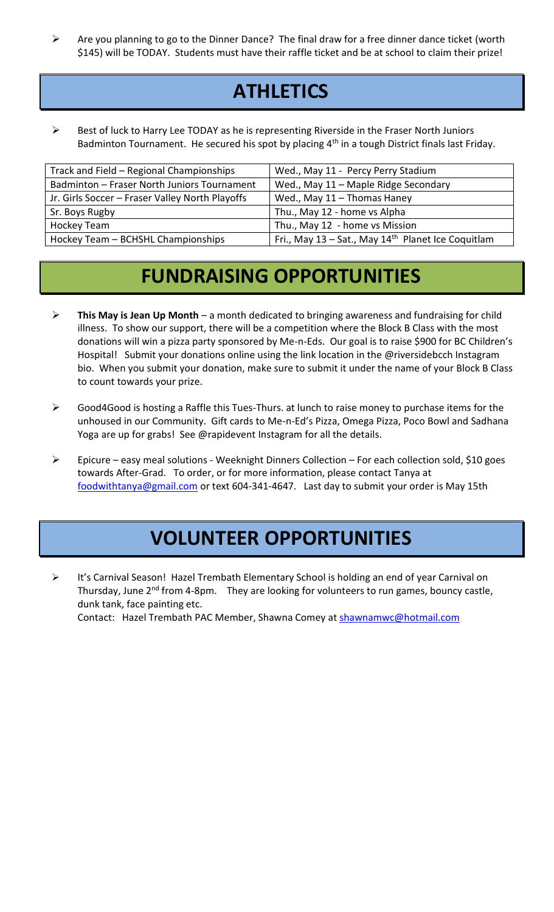- Are you planning to go to the Dinner Dance? The final draw for a free dinner dance ticket (worth $145) will be TODAY. Students must have their raffle ticket and be at school to claim their prize!

## ATHLETICS

- Best of luck to Harry Lee TODAY as he is representing Riverside in the Fraser North Juniors Badminton Tournament. He secured his spot by placing 4th in a tough District finals last Friday.

| | |
|---|---|
| Track and Field – Regional Championships | Wed., May 11 - Percy Perry Stadium |
| Badminton – Fraser North Juniors Tournament | Wed., May 11 – Maple Ridge Secondary |
| Jr. Girls Soccer – Fraser Valley North Playoffs | Wed., May 11 – Thomas Haney |
| Sr. Boys Rugby | Thu., May 12 - home vs Alpha |
| Hockey Team | Thu., May 12 - home vs Mission |
| Hockey Team – BCHSHL Championships | Fri., May 13 – Sat., May 14th Planet Ice Coquitlam |

## FUNDRAISING OPPORTUNITIES

- **This May is Jean Up Month** – a month dedicated to bringing awareness and fundraising for child illness. To show our support, there will be a competition where the Block B Class with the most donations will win a pizza party sponsored by Me-n-Eds. Our goal is to raise $900 for BC Children's Hospital! Submit your donations online using the link location in the @riversidebcch Instagram bio. When you submit your donation, make sure to submit it under the name of your Block B Class to count towards your prize.

- Good4Good is hosting a Raffle this Tues-Thurs. at lunch to raise money to purchase items for the unhoused in our Community. Gift cards to Me-n-Ed's Pizza, Omega Pizza, Poco Bowl and Sadhana Yoga are up for grabs! See @rapidevent Instagram for all the details.

- Epicure – easy meal solutions - Weeknight Dinners Collection – For each collection sold, $10 goes towards After-Grad. To order, or for more information, please contact Tanya at foodwithtanya@gmail.com or text 604-341-4647. Last day to submit your order is May 15th

## VOLUNTEER OPPORTUNITIES

- It's Carnival Season! Hazel Trembath Elementary School is holding an end of year Carnival on Thursday, June 2nd from 4-8pm. They are looking for volunteers to run games, bouncy castle, dunk tank, face painting etc.
  Contact: Hazel Trembath PAC Member, Shawna Comey at shawnamwc@hotmail.com